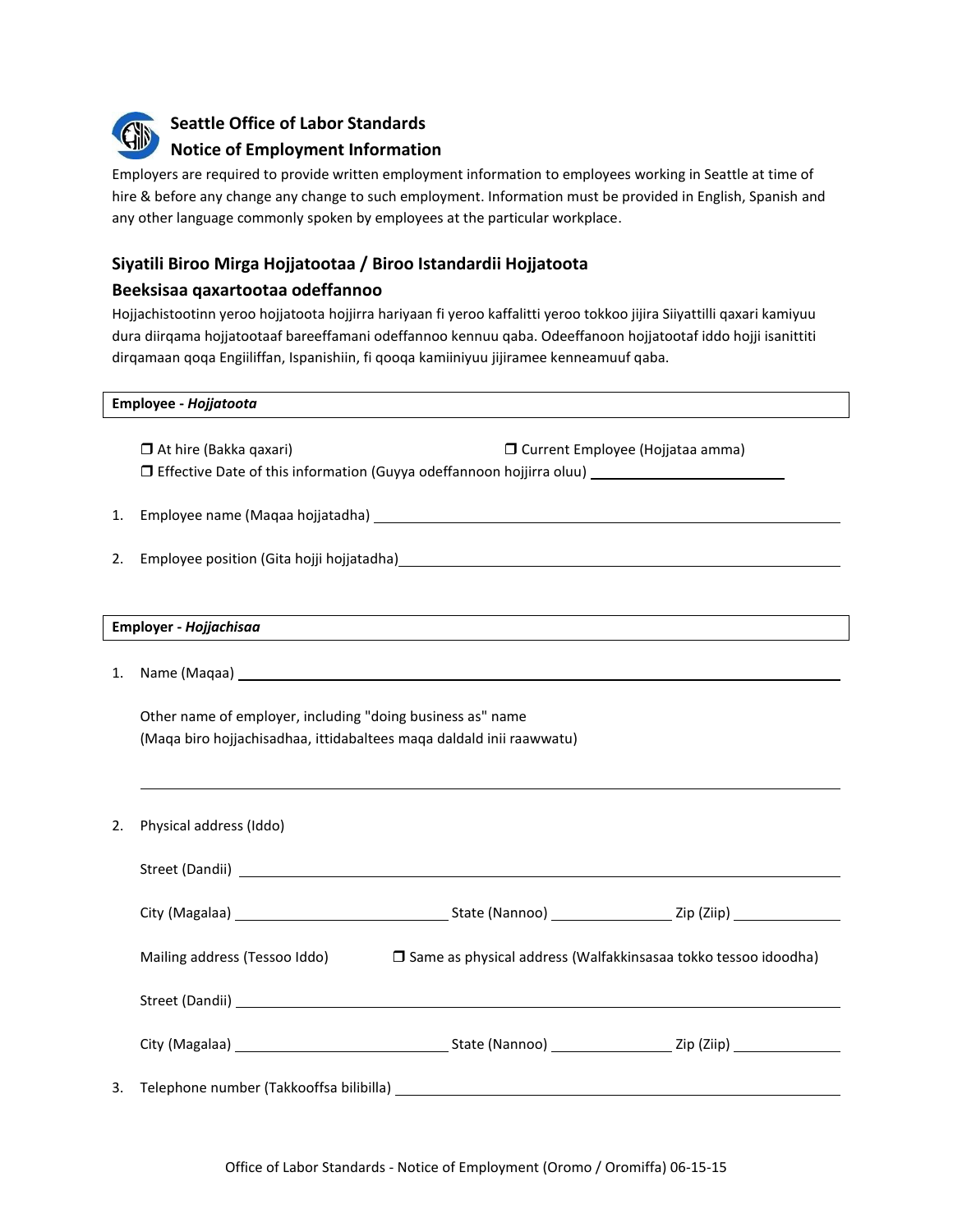# Seattle Office of Labor Standards
## Notice of Employment Information

Employers are required to provide written employment information to employees working in Seattle at time of hire & before any change any change to such employment. Information must be provided in English, Spanish and any other language commonly spoken by employees at the particular workplace.

## Siyatili Biroo Mirga Hojjatootaa / Biroo Istandardii Hojjatoota
### Beeksisaa qaxartootaa odeffannoo

Hojjachistootinn yeroo hojjatoota hojjirra hariyaan fi yeroo kaffalitti yeroo tokkoo jijira Siiyattilli qaxari kamiyuu dura diirqama hojjatootaaf bareeffamani odeffannoo kennuu qaba. Odeeffanoon hojjatootaf iddo hojji isanittiti dirqamaan qoqa Engiiliffan, Ispanishiin, fi qooqa kamiiniyuu jijiramee kenneamuuf qaba.

**Employee - *Hojjatoota***

❒ At hire (Bakka qaxari) ❒ Current Employee (Hojjataa amma)

❒ Effective Date of this information (Guyya odeffannoon hojjirra oluu) ______________________

1. Employee name (Maqaa hojjatadha) ______________________________________________

2. Employee position (Gita hojji hojjatadha)______________________________________________

**Employer - *Hojjachisaa***

1. Name (Maqaa) ______________________________________________

   Other name of employer, including "doing business as" name
   (Maqa biro hojjachisadhaa, ittidabaltees maqa daldald inii raawwatu)

   ______________________________________________

2. Physical address (Iddo)

   Street (Dandii) ______________________________________________

   City (Magalaa) ____________________ State (Nannoo) ______________ Zip (Ziip) ____________

   Mailing address (Tessoo Iddo) ❒ Same as physical address (Walfakkinsasaa tokko tessoo idoodha)

   Street (Dandii) ______________________________________________

   City (Magalaa) ____________________ State (Nannoo) ______________ Zip (Ziip) ____________

3. Telephone number (Takkooffsa bilibilla) ______________________________________________

Office of Labor Standards - Notice of Employment (Oromo / Oromiffa) 06-15-15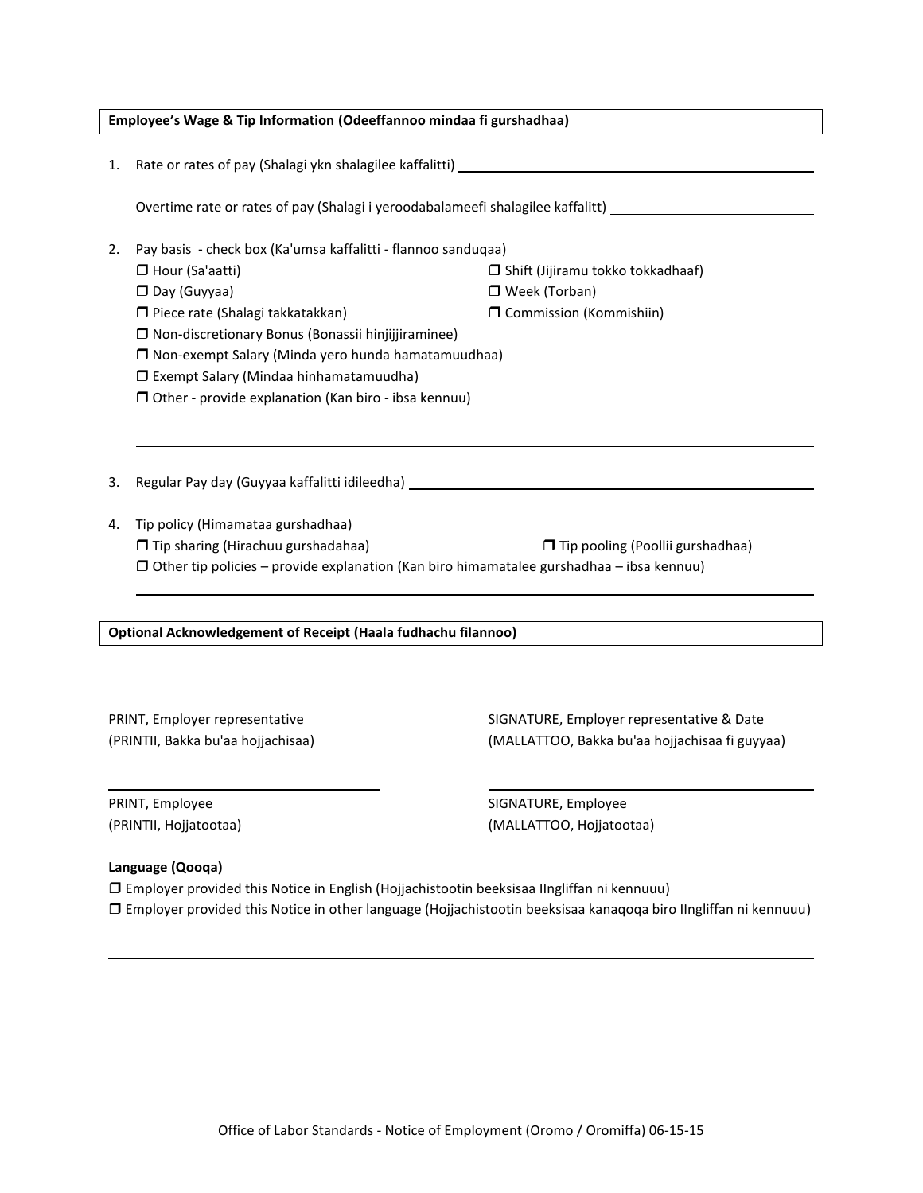**Employee's Wage & Tip Information (Odeeffannoo mindaa fi gurshadhaa)**

1. Rate or rates of pay (Shalagi ykn shalagilee kaffalitti) ______________________________

   Overtime rate or rates of pay (Shalagi i yeroodabalameefi shalagilee kaffalitt) ______________________________

2. Pay basis - check box (Ka'umsa kaffalitti - flannoo sanduqaa)

   ❒ Hour (Sa'aatti)
   ❒ Shift (Jijiramu tokko tokkadhaaf)
   ❒ Day (Guyyaa)
   ❒ Week (Torban)
   ❒ Piece rate (Shalagi takkatakkan)
   ❒ Commission (Kommishiin)
   ❒ Non-discretionary Bonus (Bonassii hinjijjiraminee)
   ❒ Non-exempt Salary (Minda yero hunda hamatamuudhaa)
   ❒ Exempt Salary (Mindaa hinhamatamuudha)
   ❒ Other - provide explanation (Kan biro - ibsa kennuu)

   ______________________________

3. Regular Pay day (Guyyaa kaffalitti idileedha) ______________________________

4. Tip policy (Himamataa gurshadhaa)

   ❒ Tip sharing (Hirachuu gurshadahaa)
   ❒ Tip pooling (Poollii gurshadhaa)
   ❒ Other tip policies – provide explanation (Kan biro himamatalee gurshadhaa – ibsa kennuu)

   ______________________________

**Optional Acknowledgement of Receipt (Haala fudhachu filannoo)**

______________________________
PRINT, Employer representative
(PRINTII, Bakka bu'aa hojjachisaa)

______________________________
SIGNATURE, Employer representative & Date
(MALLATTOO, Bakka bu'aa hojjachisaa fi guyyaa)

______________________________
PRINT, Employee
(PRINTII, Hojjatootaa)

______________________________
SIGNATURE, Employee
(MALLATTOO, Hojjatootaa)

**Language (Qooqa)**

❒ Employer provided this Notice in English (Hojjachistootin beeksisaa IIngliffan ni kennuuu)

❒ Employer provided this Notice in other language (Hojjachistootin beeksisaa kanaqoqa biro IIngliffan ni kennuuu)

______________________________

Office of Labor Standards - Notice of Employment (Oromo / Oromiffa) 06-15-15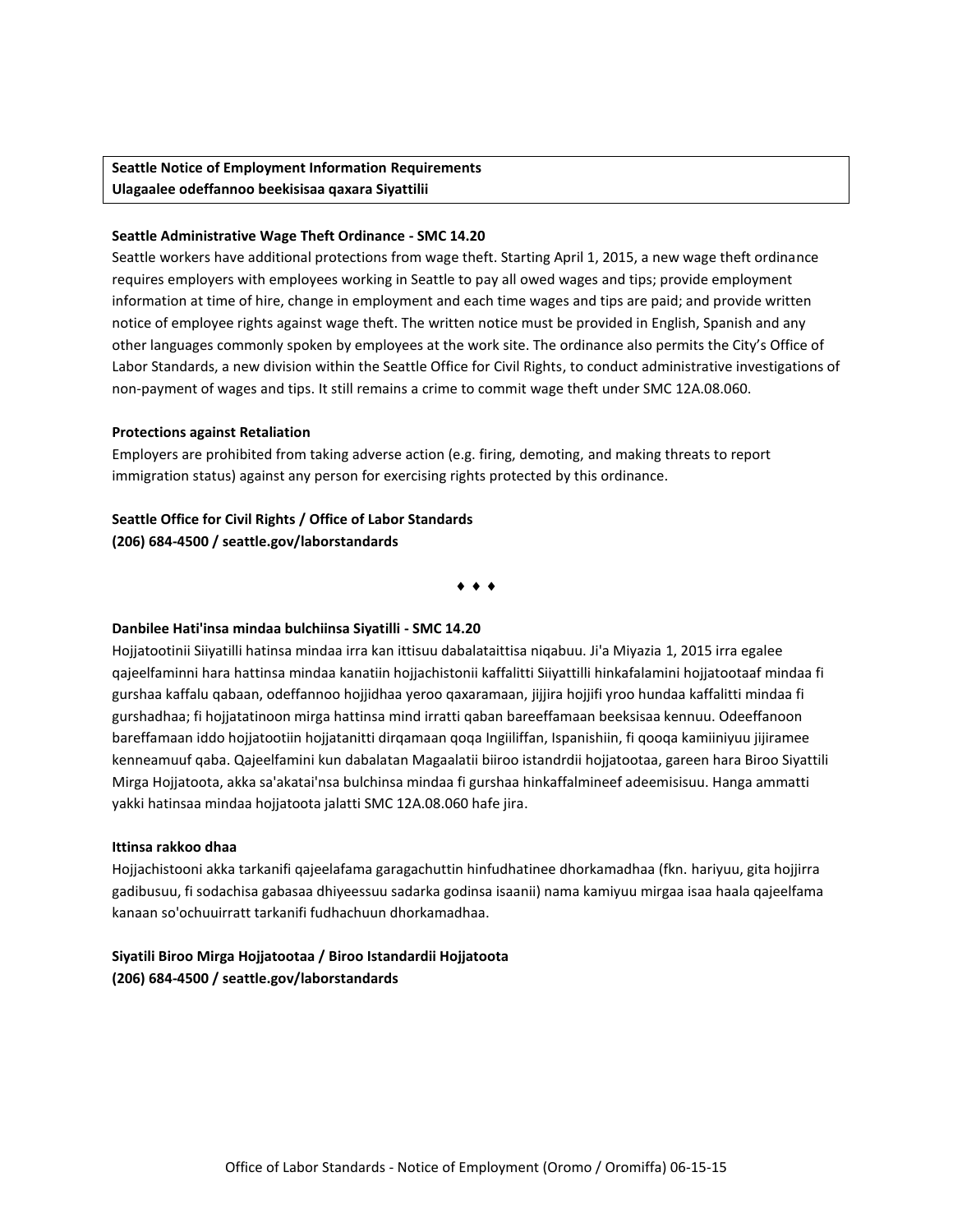**Seattle Notice of Employment Information Requirements**
**Ulagaalee odeffannoo beekisisaa qaxara Siyattilii**

**Seattle Administrative Wage Theft Ordinance - SMC 14.20**

Seattle workers have additional protections from wage theft. Starting April 1, 2015, a new wage theft ordinance requires employers with employees working in Seattle to pay all owed wages and tips; provide employment information at time of hire, change in employment and each time wages and tips are paid; and provide written notice of employee rights against wage theft. The written notice must be provided in English, Spanish and any other languages commonly spoken by employees at the work site. The ordinance also permits the City's Office of Labor Standards, a new division within the Seattle Office for Civil Rights, to conduct administrative investigations of non-payment of wages and tips. It still remains a crime to commit wage theft under SMC 12A.08.060.

**Protections against Retaliation**

Employers are prohibited from taking adverse action (e.g. firing, demoting, and making threats to report immigration status) against any person for exercising rights protected by this ordinance.

**Seattle Office for Civil Rights / Office of Labor Standards**
**(206) 684-4500 / seattle.gov/laborstandards**

♦ ♦ ♦

**Danbilee Hati'insa mindaa bulchiinsa Siyatilli - SMC 14.20**

Hojjatootinii Siiyatilli hatinsa mindaa irra kan ittisuu dabalataittisa niqabuu. Ji'a Miyazia 1, 2015 irra egalee qajeelfaminni hara hattinsa mindaa kanatiin hojjachistonii kaffalitti Siiyattilli hinkafalamini hojjatootaaf mindaa fi gurshaa kaffalu qabaan, odeffannoo hojjidhaa yeroo qaxaramaan, jijjira hojjifi yroo hundaa kaffalitti mindaa fi gurshadhaa; fi hojjatatinoon mirga hattinsa mind irratti qaban bareeffamaan beeksisaa kennuu. Odeeffanoon bareffamaan iddo hojjatootiin hojjatanitti dirqamaan qoqa Ingiiliffan, Ispanishiin, fi qooqa kamiiniyuu jijiramee kenneamuuf qaba. Qajeelfamini kun dabalatan Magaalatii biiroo istandrdii hojjatootaa, gareen hara Biroo Siyattili Mirga Hojjatoota, akka sa'akatai'nsa bulchinsa mindaa fi gurshaa hinkaffalmineef adeemisisuu. Hanga ammatti yakki hatinsaa mindaa hojjatoota jalatti SMC 12A.08.060 hafe jira.

**Ittinsa rakkoo dhaa**

Hojjachistooni akka tarkanifi qajeelafama garagachuttin hinfudhatinee dhorkamadhaa (fkn. hariyuu, gita hojjirra gadibusuu, fi sodachisa gabasaa dhiyeessuu sadarka godinsa isaanii) nama kamiyuu mirgaa isaa haala qajeelfama kanaan so'ochuuirratt tarkanifi fudhachuun dhorkamadhaa.

**Siyatili Biroo Mirga Hojjatootaa / Biroo Istandardii Hojjatoota**
**(206) 684-4500 / seattle.gov/laborstandards**

Office of Labor Standards - Notice of Employment (Oromo / Oromiffa) 06-15-15